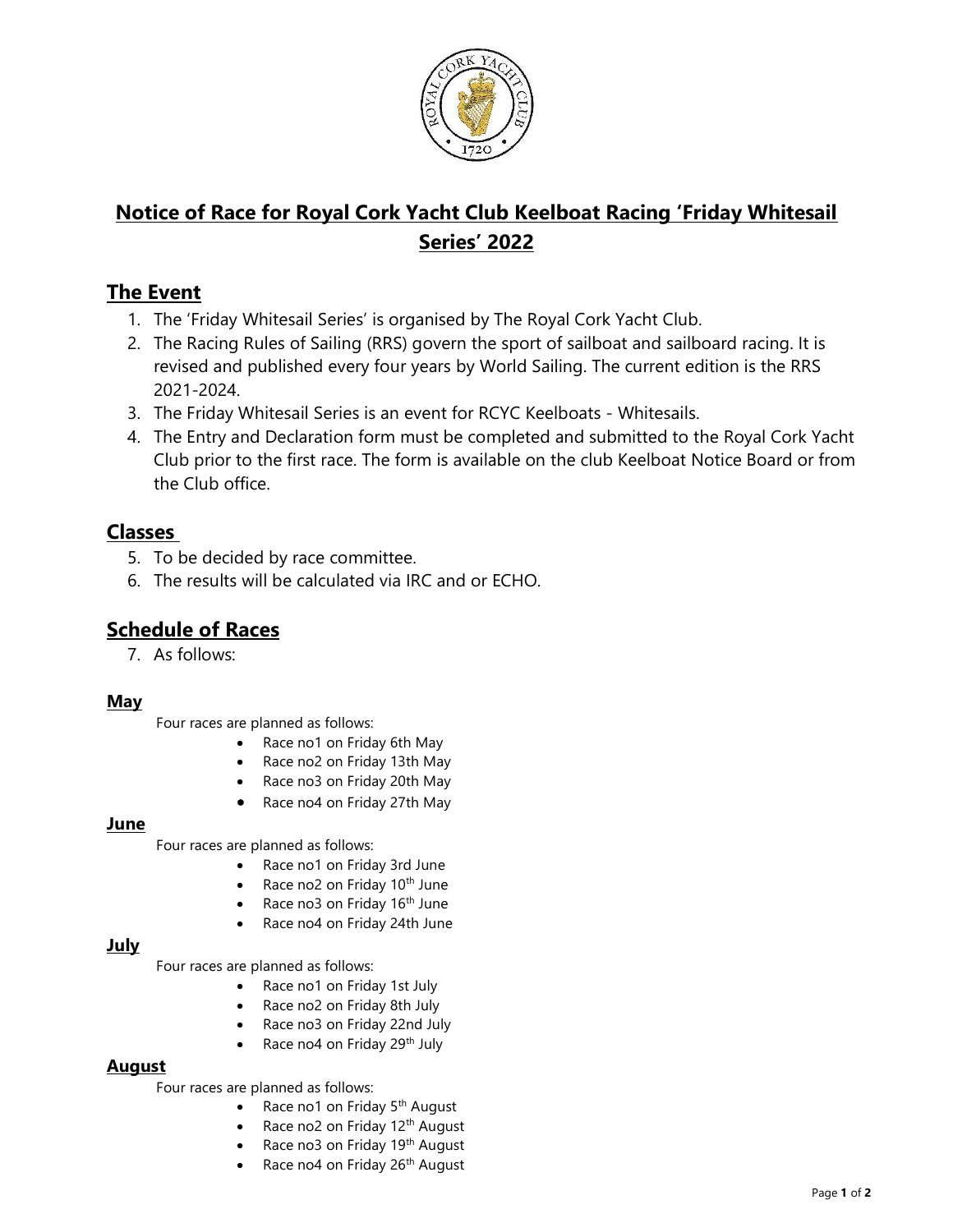# Notice of Race for Royal Cork Yacht Club Keelboat Racing 'Friday Whitesail Series' 2022

## The Event

1. The 'Friday Whitesail Series' is organised by The Royal Cork Yacht Club.
2. The Racing Rules of Sailing (RRS) govern the sport of sailboat and sailboard racing. It is revised and published every four years by World Sailing. The current edition is the RRS 2021-2024.
3. The Friday Whitesail Series is an event for RCYC Keelboats - Whitesails.
4. The Entry and Declaration form must be completed and submitted to the Royal Cork Yacht Club prior to the first race. The form is available on the club Keelboat Notice Board or from the Club office.

## Classes

5. To be decided by race committee.
6. The results will be calculated via IRC and or ECHO.

## Schedule of Races

7. As follows:

### May

Four races are planned as follows:

- Race no1 on Friday 6th May
- Race no2 on Friday 13th May
- Race no3 on Friday 20th May
- Race no4 on Friday 27th May

### June

Four races are planned as follows:

- Race no1 on Friday 3rd June
- Race no2 on Friday 10th June
- Race no3 on Friday 16th June
- Race no4 on Friday 24th June

### July

Four races are planned as follows:

- Race no1 on Friday 1st July
- Race no2 on Friday 8th July
- Race no3 on Friday 22nd July
- Race no4 on Friday 29th July

### August

Four races are planned as follows:

- Race no1 on Friday 5th August
- Race no2 on Friday 12th August
- Race no3 on Friday 19th August
- Race no4 on Friday 26th August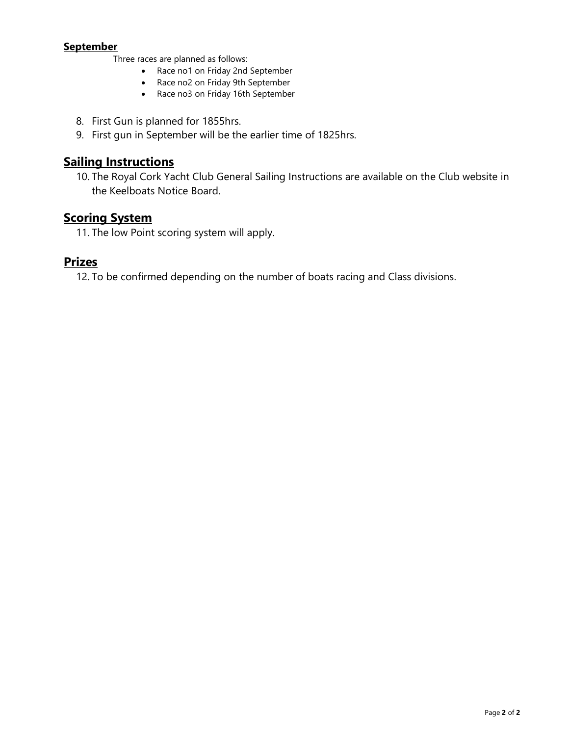**September**

Three races are planned as follows:

- Race no1 on Friday 2nd September
- Race no2 on Friday 9th September
- Race no3 on Friday 16th September

8. First Gun is planned for 1855hrs.
9. First gun in September will be the earlier time of 1825hrs.

## Sailing Instructions

10. The Royal Cork Yacht Club General Sailing Instructions are available on the Club website in the Keelboats Notice Board.

## Scoring System

11. The low Point scoring system will apply.

## Prizes

12. To be confirmed depending on the number of boats racing and Class divisions.